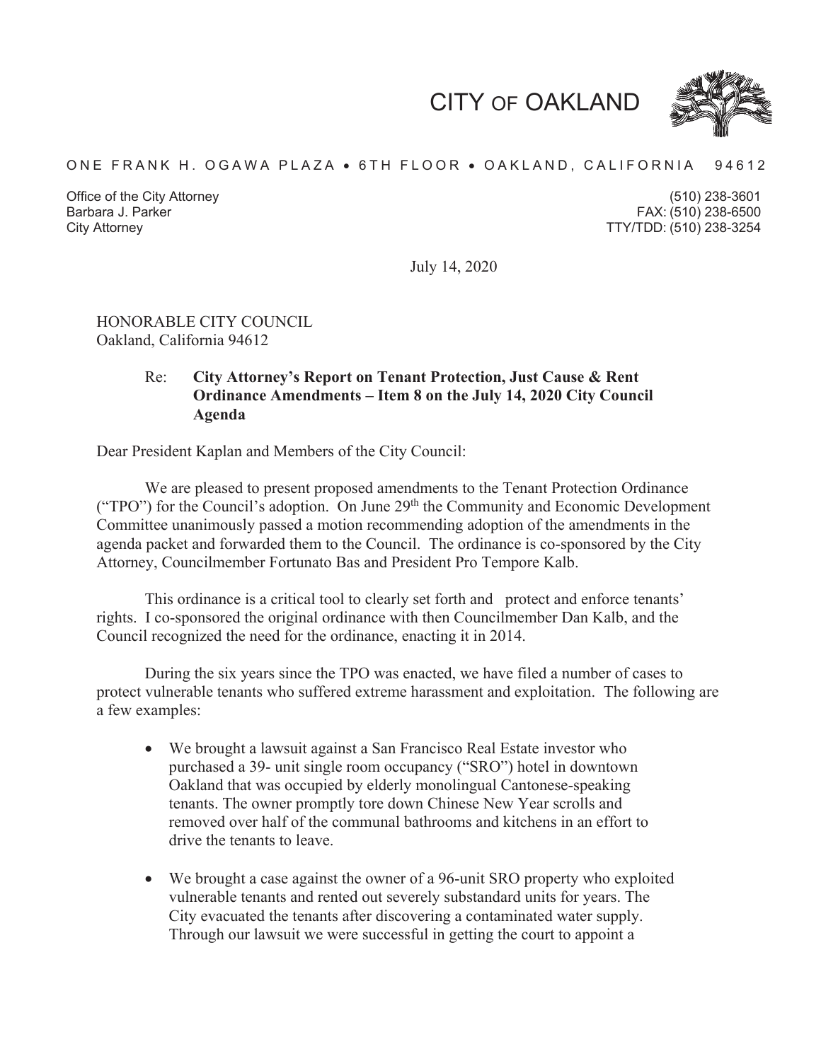# CITY OF OAKLAND

ONE FRANK H. OGAWA PLAZA • 6TH FLOOR • OAKLAND, CALIFORNIA 94612

Office of the City Attorney
Barbara J. Parker
City Attorney

(510) 238-3601
FAX: (510) 238-6500
TTY/TDD: (510) 238-3254

July 14, 2020

HONORABLE CITY COUNCIL
Oakland, California 94612

Re: **City Attorney's Report on Tenant Protection, Just Cause & Rent Ordinance Amendments – Item 8 on the July 14, 2020 City Council Agenda**

Dear President Kaplan and Members of the City Council:

We are pleased to present proposed amendments to the Tenant Protection Ordinance ("TPO") for the Council's adoption. On June 29th the Community and Economic Development Committee unanimously passed a motion recommending adoption of the amendments in the agenda packet and forwarded them to the Council. The ordinance is co-sponsored by the City Attorney, Councilmember Fortunato Bas and President Pro Tempore Kalb.

This ordinance is a critical tool to clearly set forth and protect and enforce tenants' rights. I co-sponsored the original ordinance with then Councilmember Dan Kalb, and the Council recognized the need for the ordinance, enacting it in 2014.

During the six years since the TPO was enacted, we have filed a number of cases to protect vulnerable tenants who suffered extreme harassment and exploitation. The following are a few examples:

- We brought a lawsuit against a San Francisco Real Estate investor who purchased a 39- unit single room occupancy ("SRO") hotel in downtown Oakland that was occupied by elderly monolingual Cantonese-speaking tenants. The owner promptly tore down Chinese New Year scrolls and removed over half of the communal bathrooms and kitchens in an effort to drive the tenants to leave.
- We brought a case against the owner of a 96-unit SRO property who exploited vulnerable tenants and rented out severely substandard units for years. The City evacuated the tenants after discovering a contaminated water supply. Through our lawsuit we were successful in getting the court to appoint a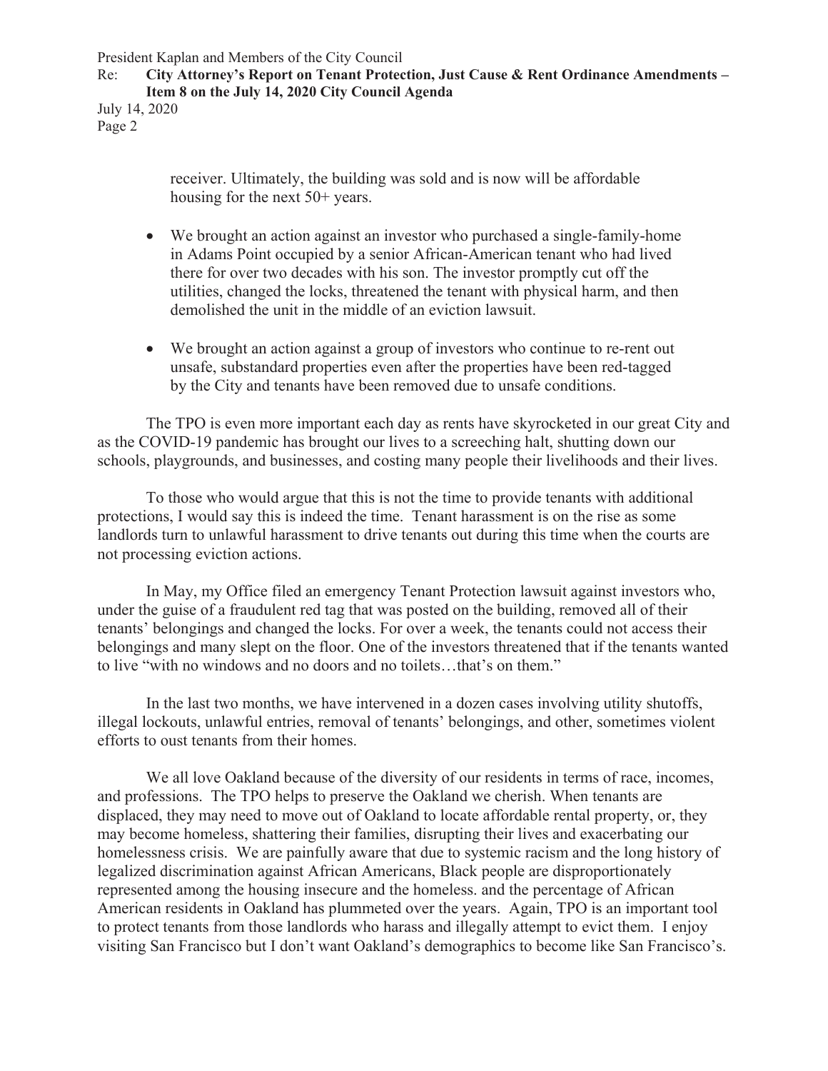receiver. Ultimately, the building was sold and is now will be affordable housing for the next 50+ years.

- We brought an action against an investor who purchased a single-family-home in Adams Point occupied by a senior African-American tenant who had lived there for over two decades with his son. The investor promptly cut off the utilities, changed the locks, threatened the tenant with physical harm, and then demolished the unit in the middle of an eviction lawsuit.

- We brought an action against a group of investors who continue to re-rent out unsafe, substandard properties even after the properties have been red-tagged by the City and tenants have been removed due to unsafe conditions.

The TPO is even more important each day as rents have skyrocketed in our great City and as the COVID-19 pandemic has brought our lives to a screeching halt, shutting down our schools, playgrounds, and businesses, and costing many people their livelihoods and their lives.

To those who would argue that this is not the time to provide tenants with additional protections, I would say this is indeed the time. Tenant harassment is on the rise as some landlords turn to unlawful harassment to drive tenants out during this time when the courts are not processing eviction actions.

In May, my Office filed an emergency Tenant Protection lawsuit against investors who, under the guise of a fraudulent red tag that was posted on the building, removed all of their tenants' belongings and changed the locks. For over a week, the tenants could not access their belongings and many slept on the floor. One of the investors threatened that if the tenants wanted to live "with no windows and no doors and no toilets…that's on them."

In the last two months, we have intervened in a dozen cases involving utility shutoffs, illegal lockouts, unlawful entries, removal of tenants' belongings, and other, sometimes violent efforts to oust tenants from their homes.

We all love Oakland because of the diversity of our residents in terms of race, incomes, and professions. The TPO helps to preserve the Oakland we cherish. When tenants are displaced, they may need to move out of Oakland to locate affordable rental property, or, they may become homeless, shattering their families, disrupting their lives and exacerbating our homelessness crisis. We are painfully aware that due to systemic racism and the long history of legalized discrimination against African Americans, Black people are disproportionately represented among the housing insecure and the homeless. and the percentage of African American residents in Oakland has plummeted over the years. Again, TPO is an important tool to protect tenants from those landlords who harass and illegally attempt to evict them. I enjoy visiting San Francisco but I don't want Oakland's demographics to become like San Francisco's.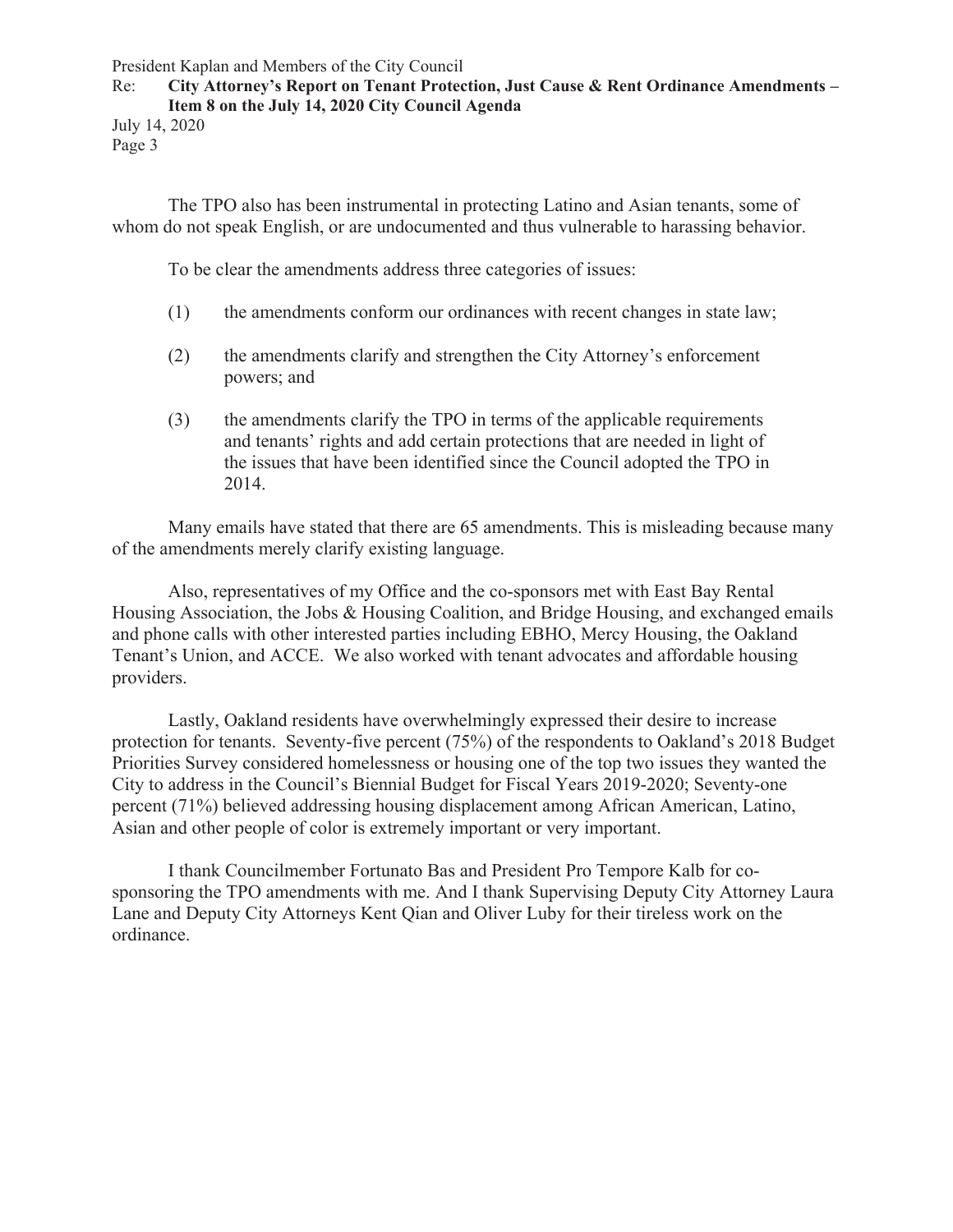The TPO also has been instrumental in protecting Latino and Asian tenants, some of whom do not speak English, or are undocumented and thus vulnerable to harassing behavior.

To be clear the amendments address three categories of issues:

(1) the amendments conform our ordinances with recent changes in state law;

(2) the amendments clarify and strengthen the City Attorney's enforcement powers; and

(3) the amendments clarify the TPO in terms of the applicable requirements and tenants' rights and add certain protections that are needed in light of the issues that have been identified since the Council adopted the TPO in 2014.

Many emails have stated that there are 65 amendments. This is misleading because many of the amendments merely clarify existing language.

Also, representatives of my Office and the co-sponsors met with East Bay Rental Housing Association, the Jobs & Housing Coalition, and Bridge Housing, and exchanged emails and phone calls with other interested parties including EBHO, Mercy Housing, the Oakland Tenant's Union, and ACCE. We also worked with tenant advocates and affordable housing providers.

Lastly, Oakland residents have overwhelmingly expressed their desire to increase protection for tenants. Seventy-five percent (75%) of the respondents to Oakland's 2018 Budget Priorities Survey considered homelessness or housing one of the top two issues they wanted the City to address in the Council's Biennial Budget for Fiscal Years 2019-2020; Seventy-one percent (71%) believed addressing housing displacement among African American, Latino, Asian and other people of color is extremely important or very important.

I thank Councilmember Fortunato Bas and President Pro Tempore Kalb for co-sponsoring the TPO amendments with me. And I thank Supervising Deputy City Attorney Laura Lane and Deputy City Attorneys Kent Qian and Oliver Luby for their tireless work on the ordinance.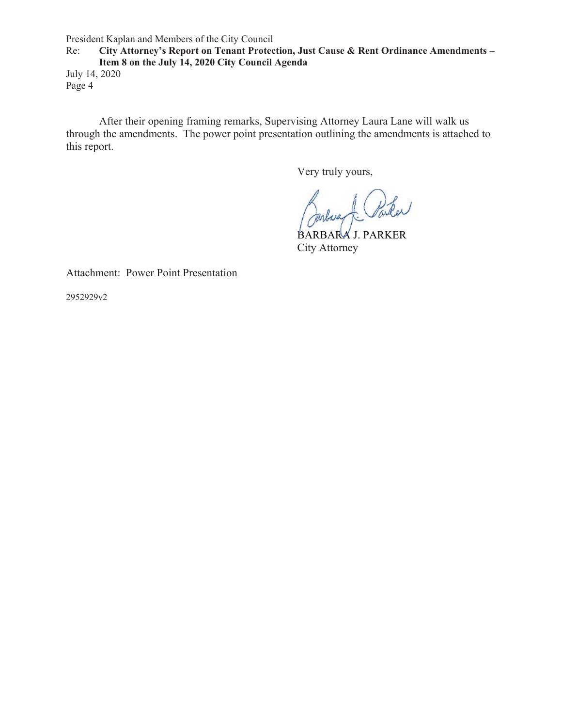After their opening framing remarks, Supervising Attorney Laura Lane will walk us through the amendments. The power point presentation outlining the amendments is attached to this report.

Very truly yours,

BARBARA J. PARKER
City Attorney

Attachment: Power Point Presentation

2952929v2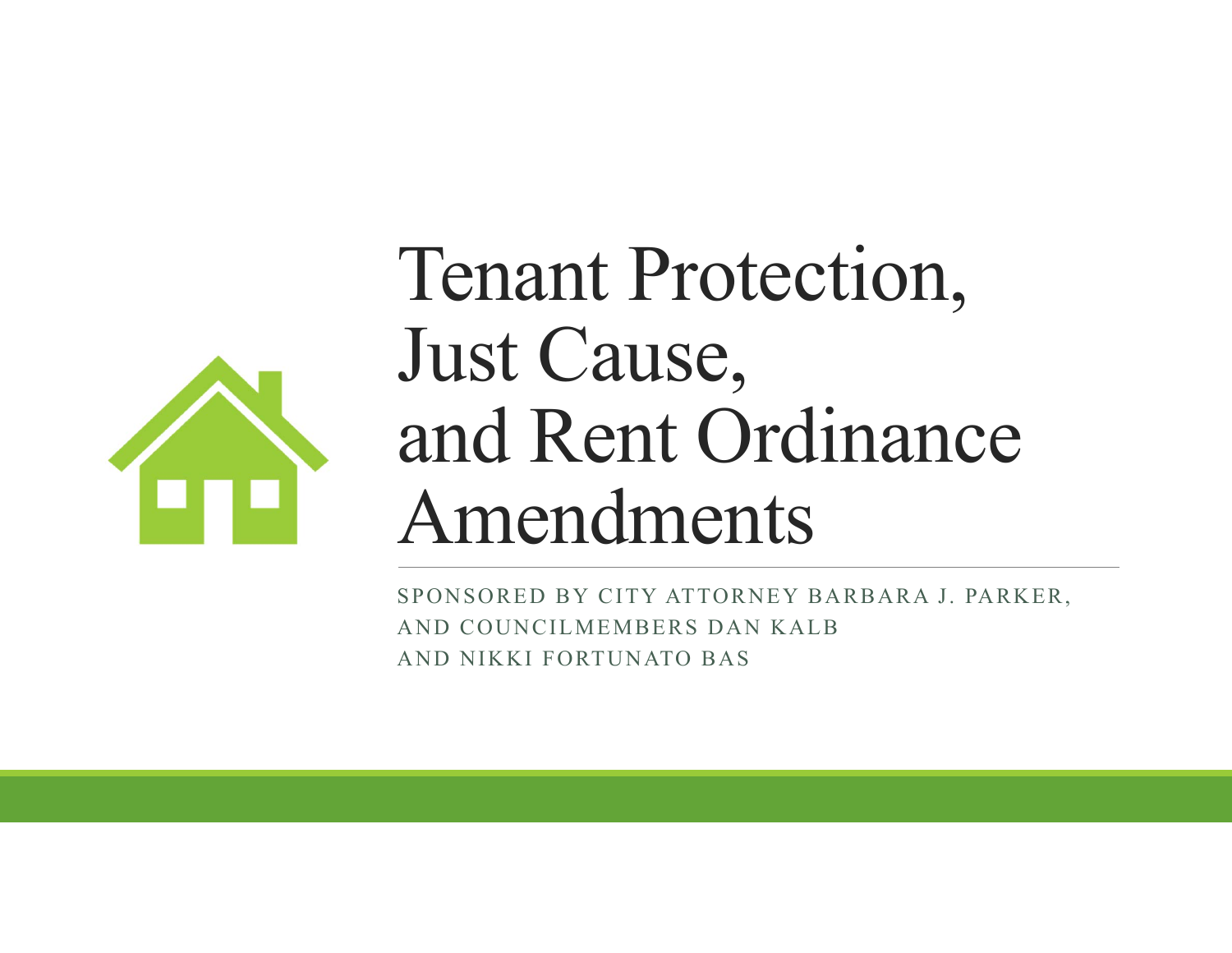# Tenant Protection, Just Cause, and Rent Ordinance Amendments

SPONSORED BY CITY ATTORNEY BARBARA J. PARKER, AND COUNCILMEMBERS DAN KALB AND NIKKI FORTUNATO BAS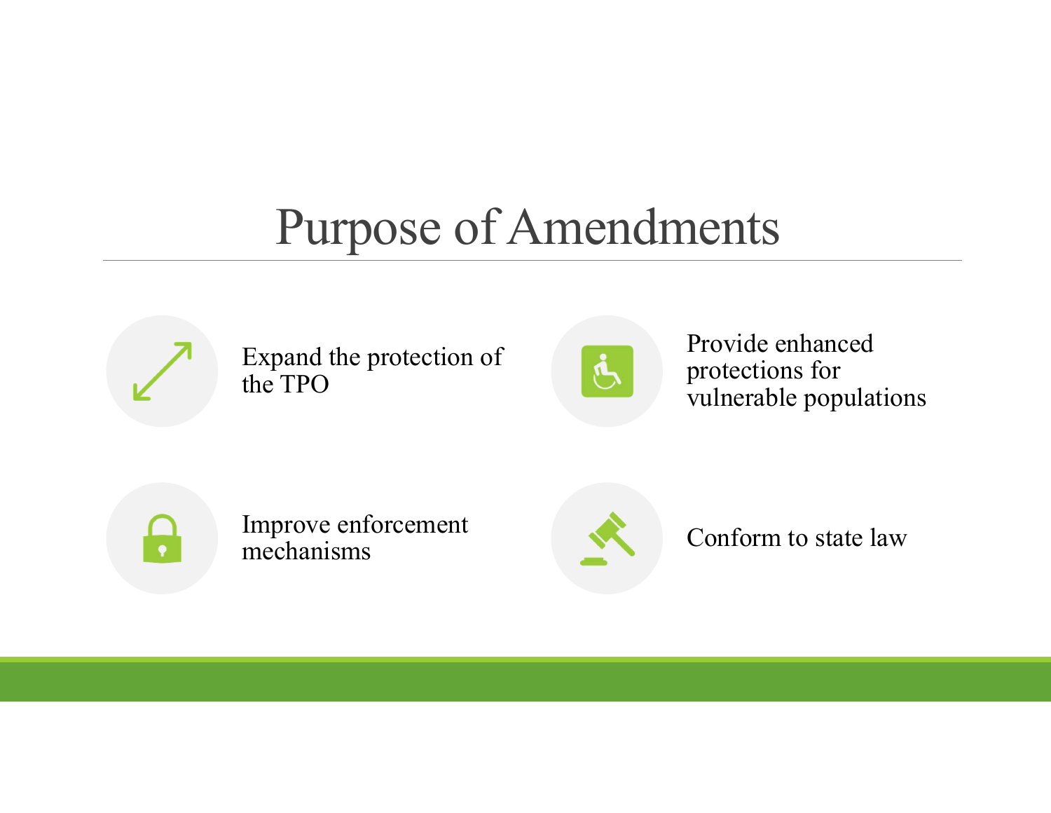# Purpose of Amendments

- Expand the protection of the TPO
- Provide enhanced protections for vulnerable populations
- Improve enforcement mechanisms
- Conform to state law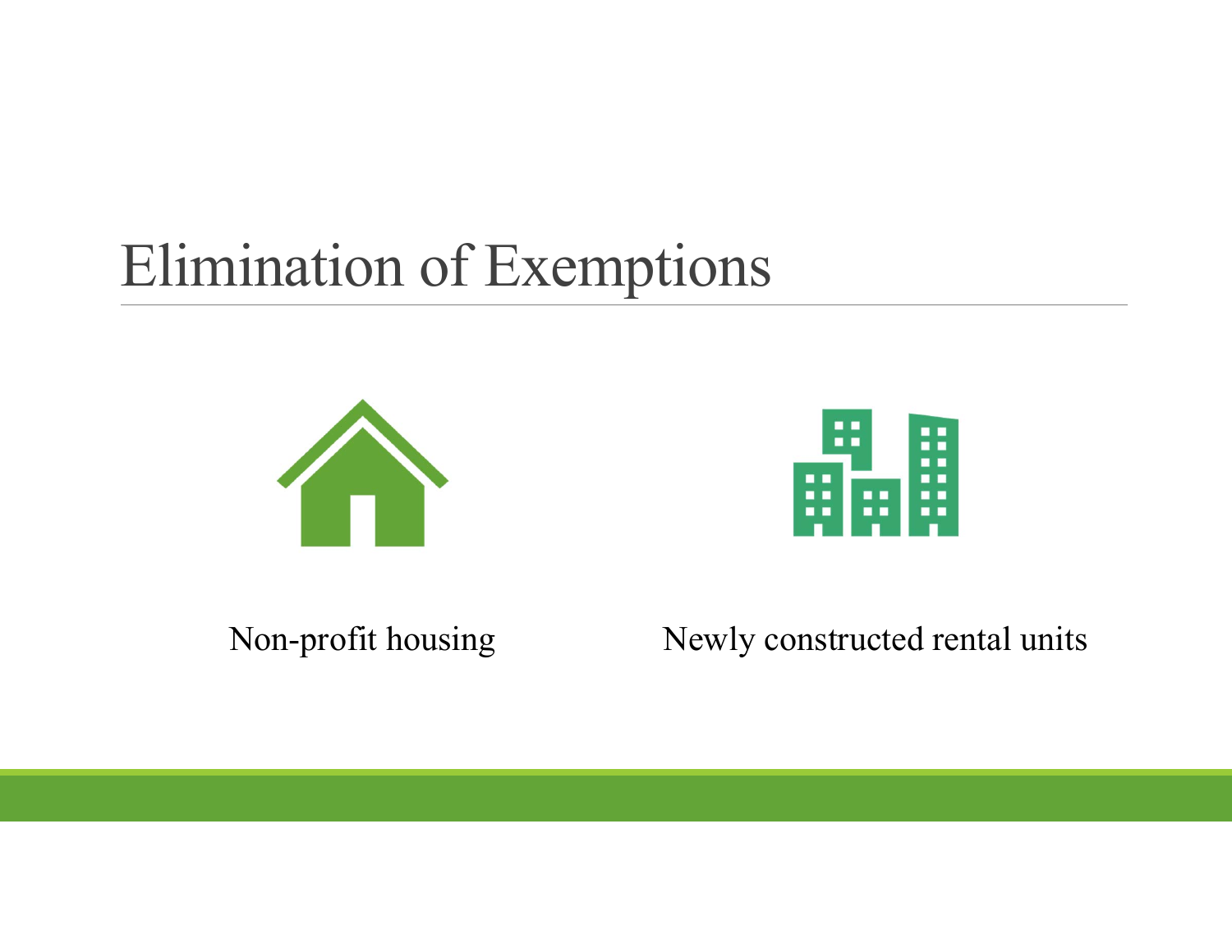# Elimination of Exemptions

Non-profit housing

Newly constructed rental units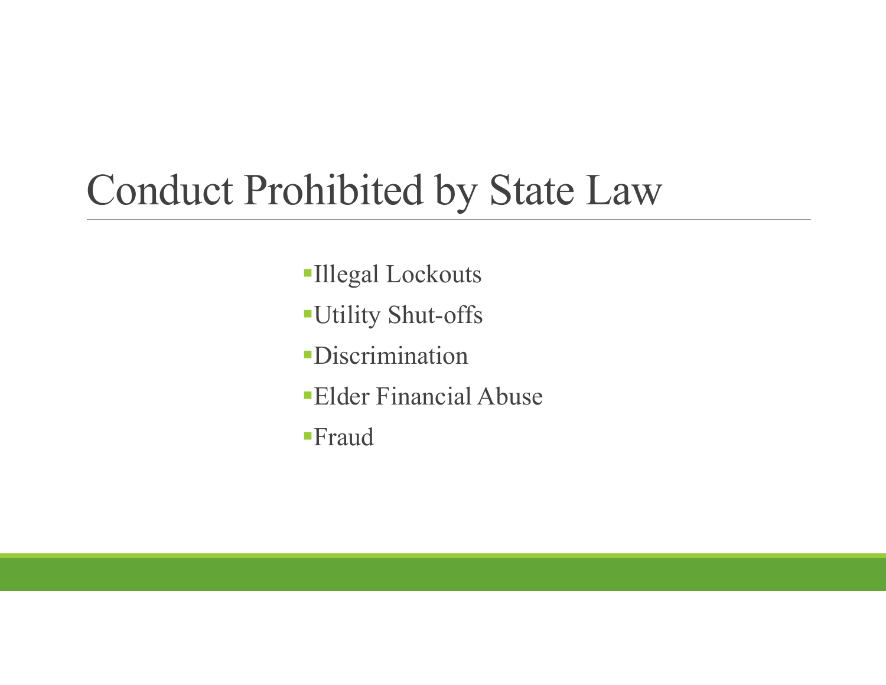# Conduct Prohibited by State Law

- Illegal Lockouts
- Utility Shut-offs
- Discrimination
- Elder Financial Abuse
- Fraud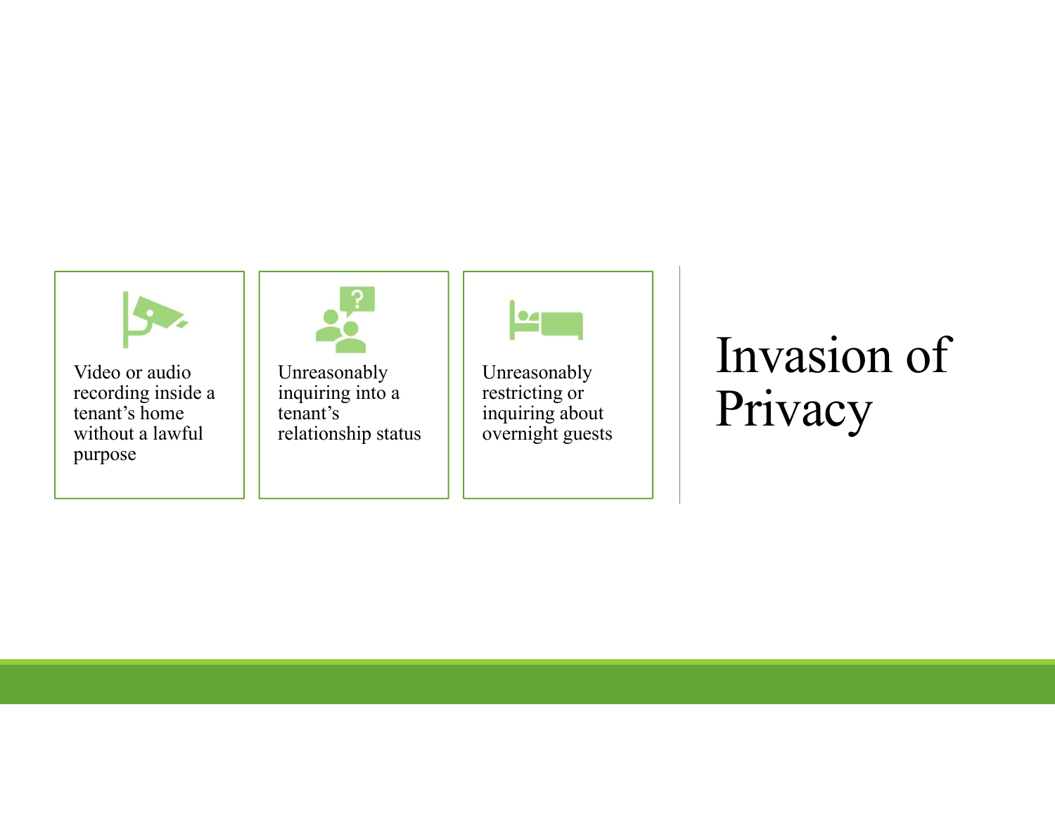# Invasion of Privacy

- Video or audio recording inside a tenant's home without a lawful purpose
- Unreasonably inquiring into a tenant's relationship status
- Unreasonably restricting or inquiring about overnight guests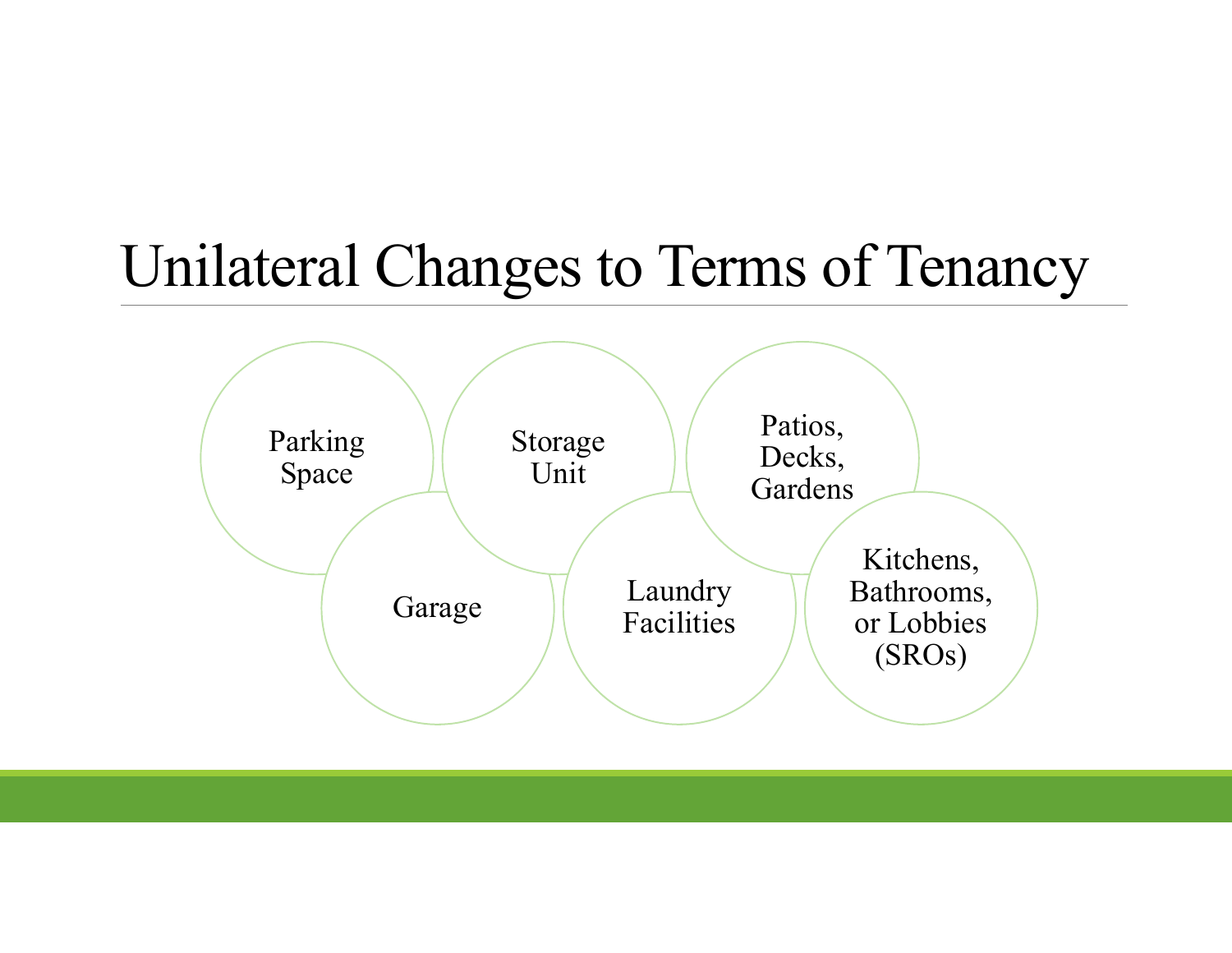# Unilateral Changes to Terms of Tenancy

- Parking Space
- Garage
- Storage Unit
- Laundry Facilities
- Patios, Decks, Gardens
- Kitchens, Bathrooms, or Lobbies (SROs)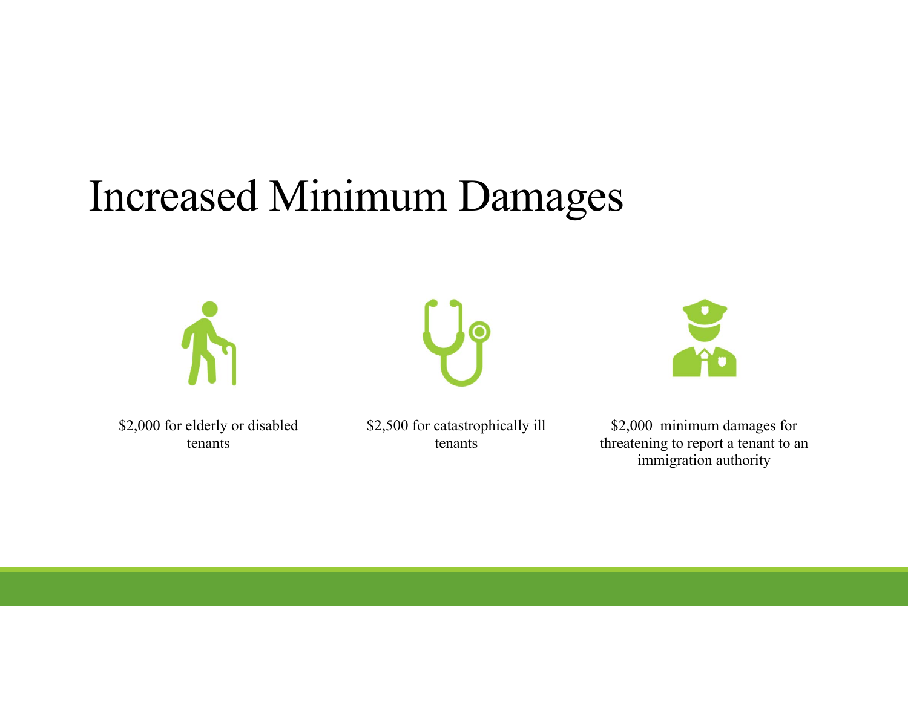# Increased Minimum Damages

- $2,000 for elderly or disabled tenants
- $2,500 for catastrophically ill tenants
- $2,000 minimum damages for threatening to report a tenant to an immigration authority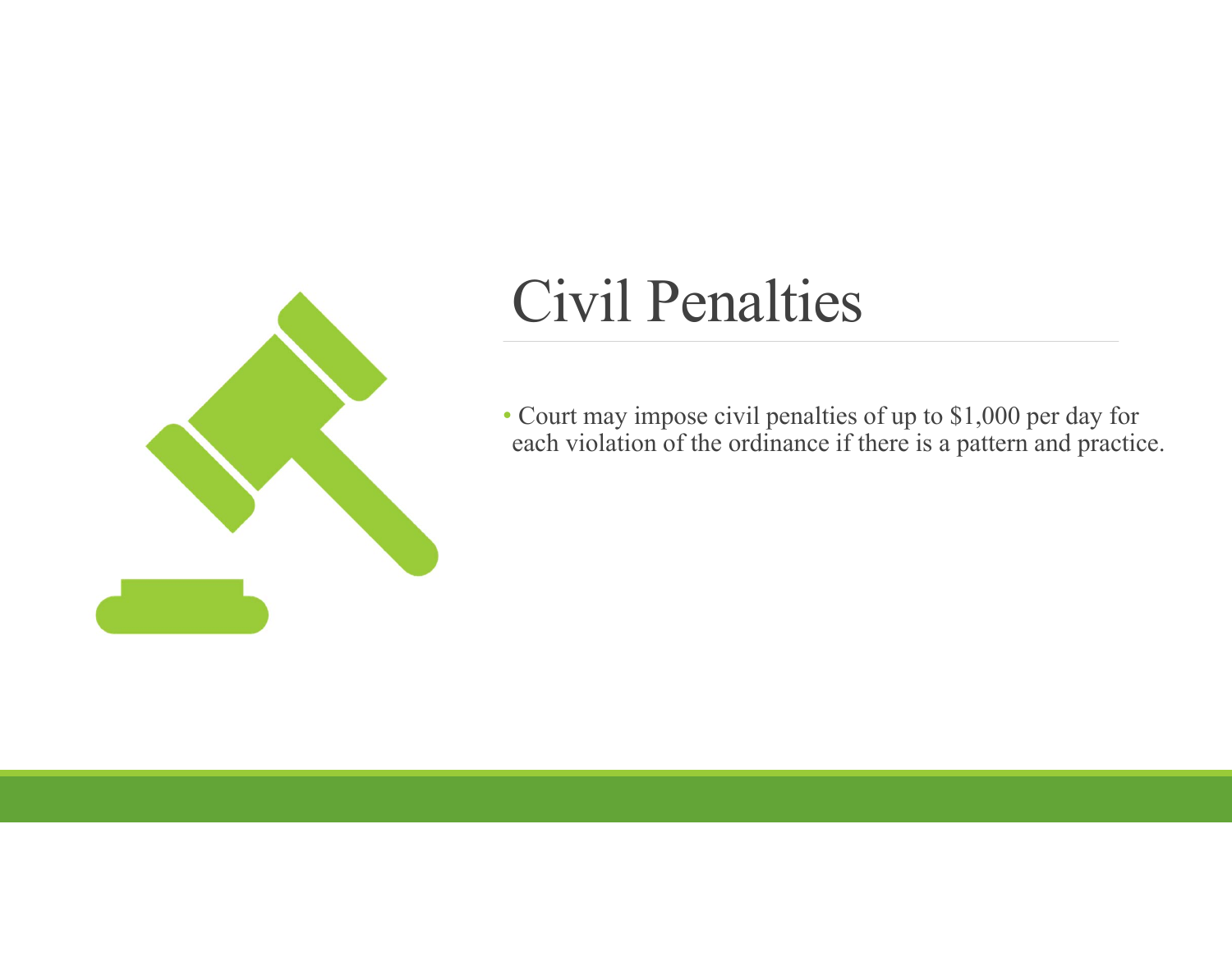# Civil Penalties

- Court may impose civil penalties of up to $1,000 per day for each violation of the ordinance if there is a pattern and practice.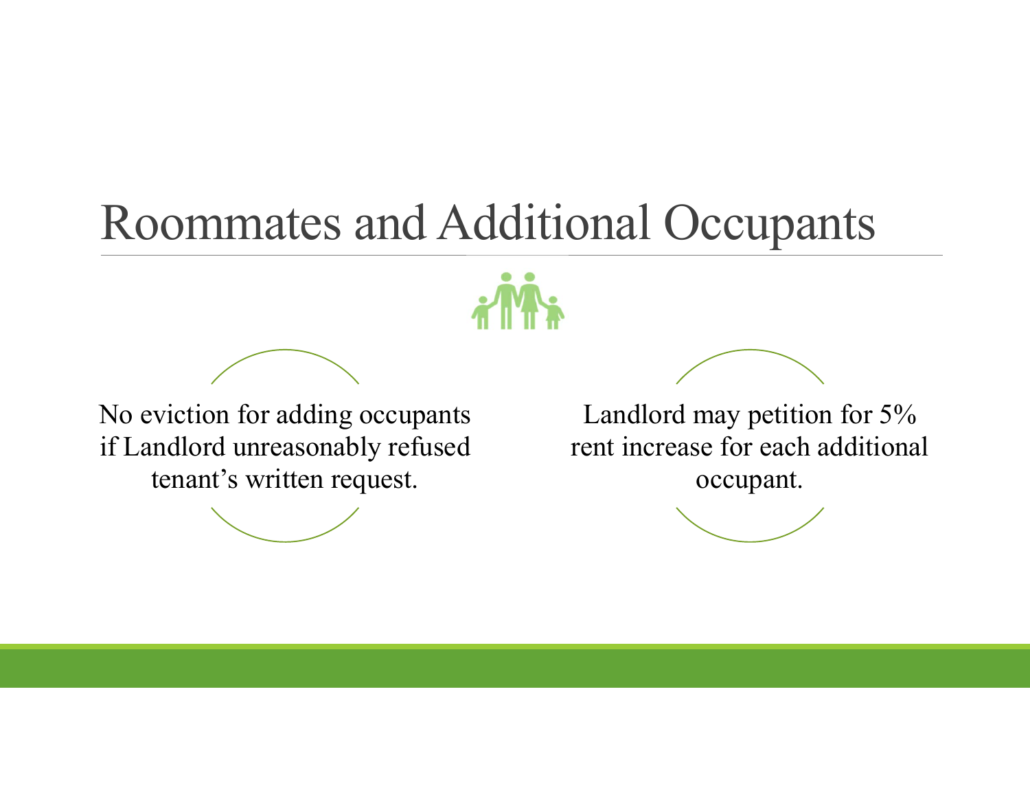# Roommates and Additional Occupants

No eviction for adding occupants if Landlord unreasonably refused tenant's written request.

Landlord may petition for 5% rent increase for each additional occupant.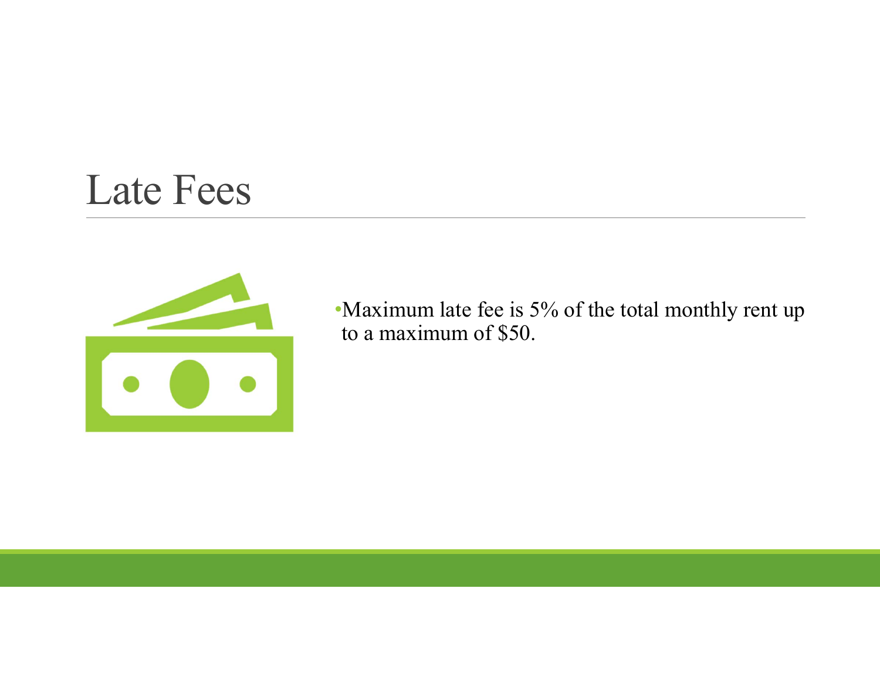# Late Fees

- Maximum late fee is 5% of the total monthly rent up to a maximum of $50.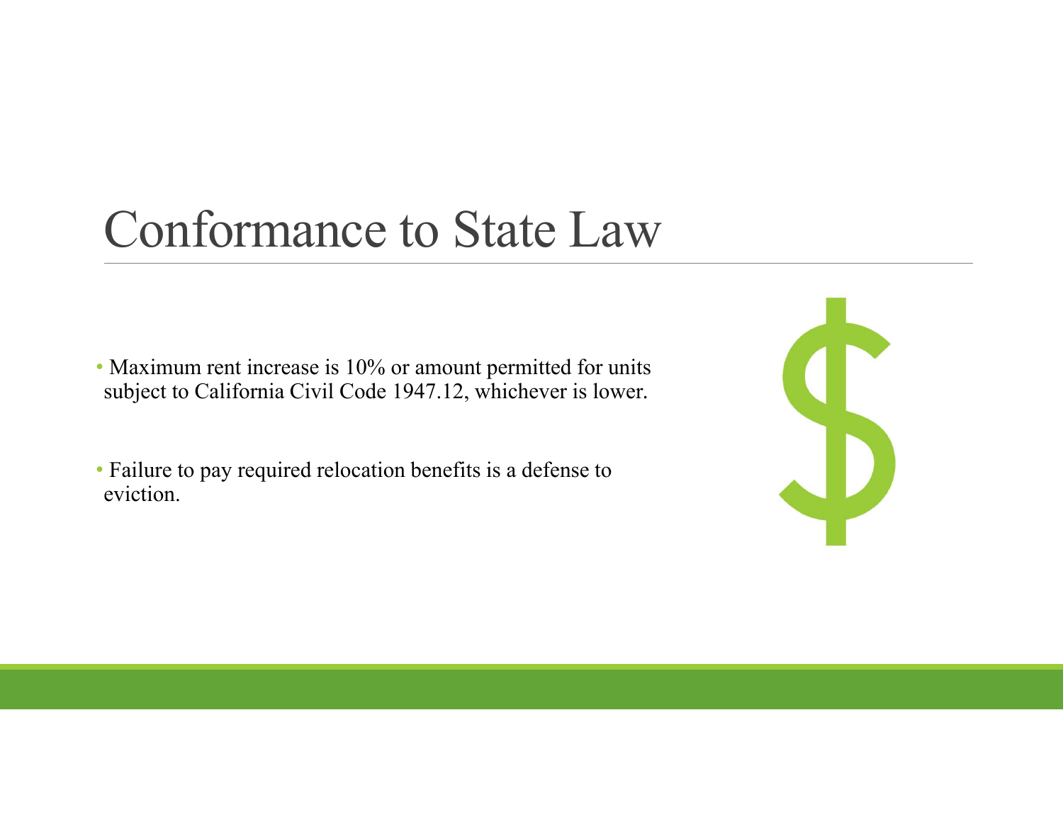# Conformance to State Law

- Maximum rent increase is 10% or amount permitted for units subject to California Civil Code 1947.12, whichever is lower.
- Failure to pay required relocation benefits is a defense to eviction.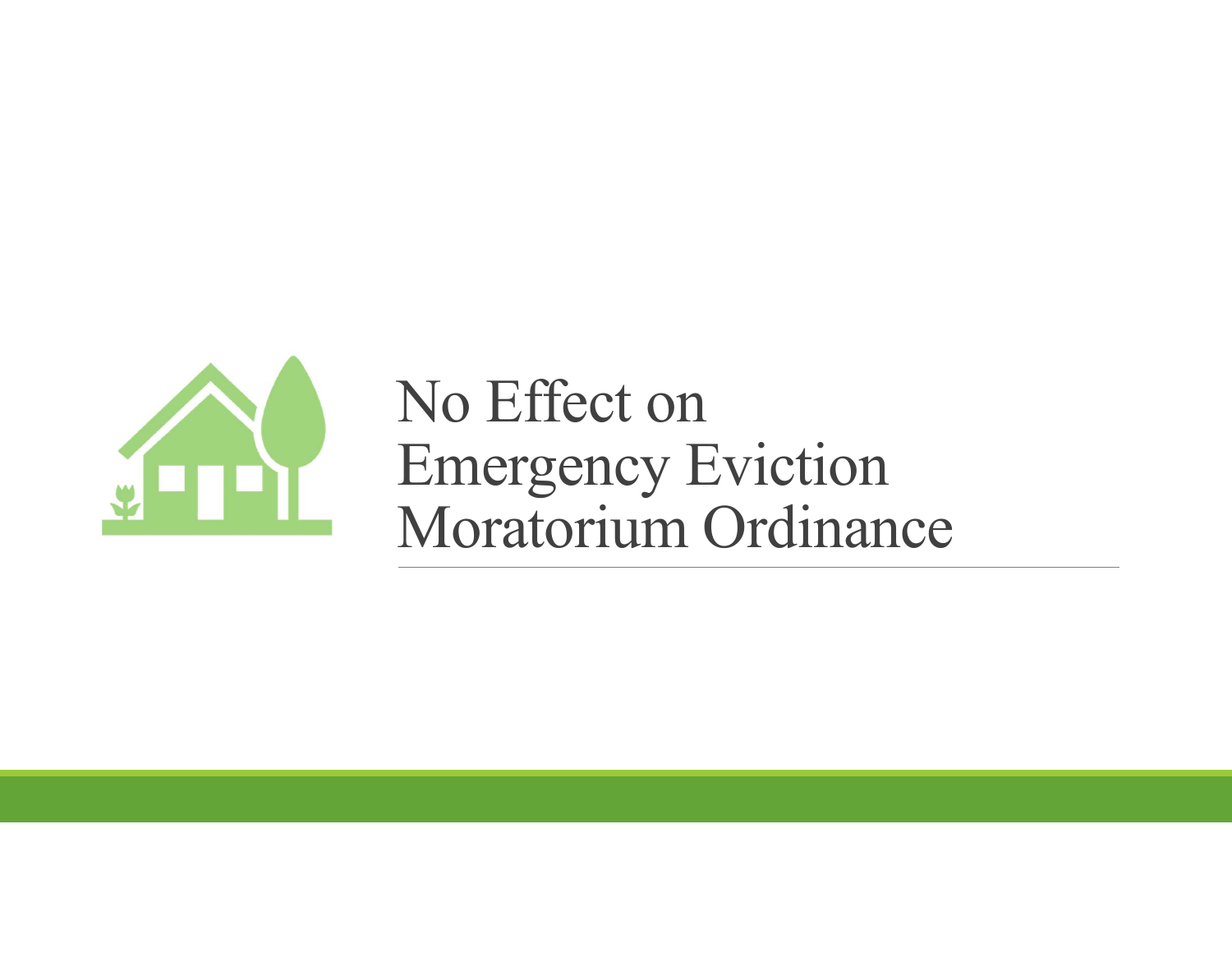# No Effect on Emergency Eviction Moratorium Ordinance